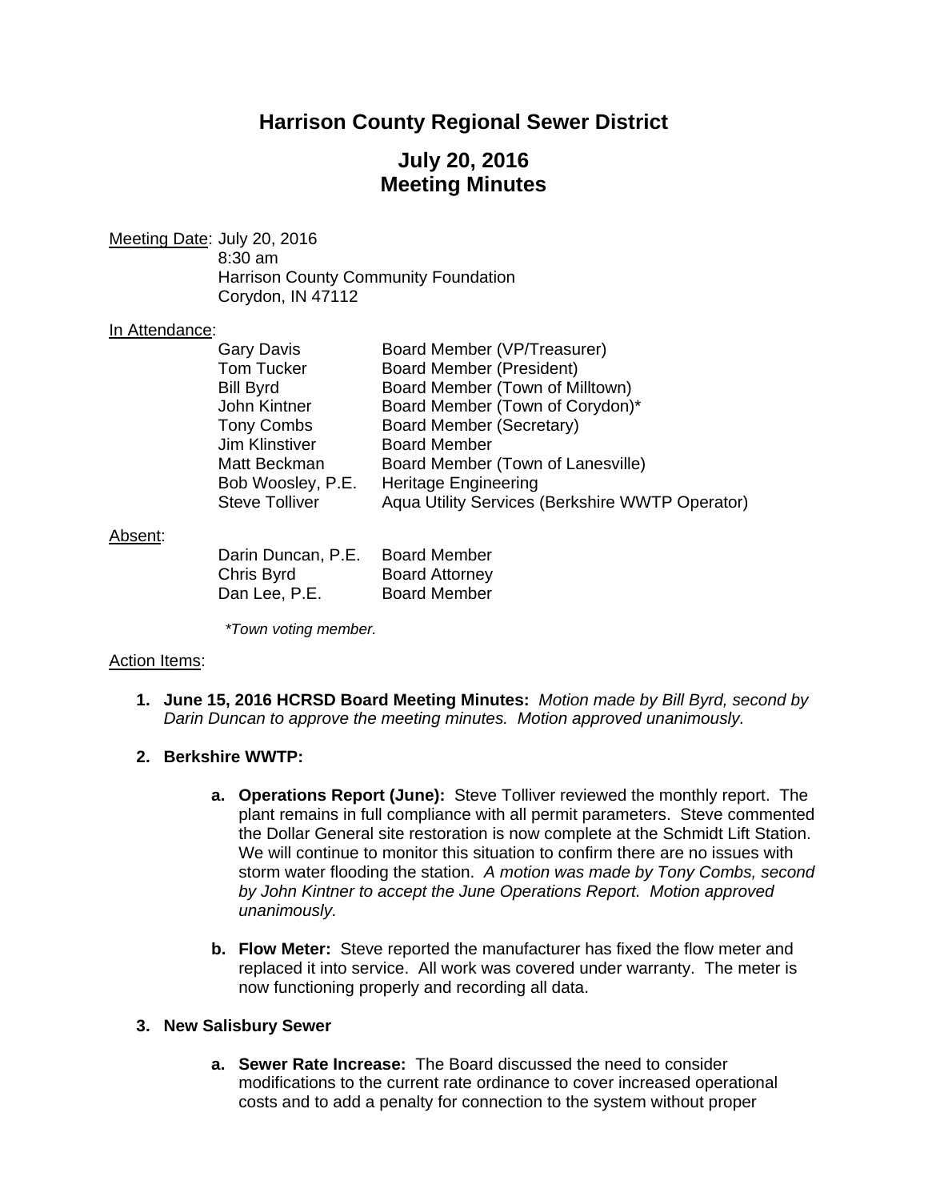# Harrison County Regional Sewer District

## July 20, 2016
## Meeting Minutes

Meeting Date: July 20, 2016
8:30 am
Harrison County Community Foundation
Corydon, IN 47112

In Attendance:

| | |
|---|---|
| Gary Davis | Board Member (VP/Treasurer) |
| Tom Tucker | Board Member (President) |
| Bill Byrd | Board Member (Town of Milltown) |
| John Kintner | Board Member (Town of Corydon)* |
| Tony Combs | Board Member (Secretary) |
| Jim Klinstiver | Board Member |
| Matt Beckman | Board Member (Town of Lanesville) |
| Bob Woosley, P.E. | Heritage Engineering |
| Steve Tolliver | Aqua Utility Services (Berkshire WWTP Operator) |

Absent:

| | |
|---|---|
| Darin Duncan, P.E. | Board Member |
| Chris Byrd | Board Attorney |
| Dan Lee, P.E. | Board Member |

*\*Town voting member.*

Action Items:

1. **June 15, 2016 HCRSD Board Meeting Minutes:** *Motion made by Bill Byrd, second by Darin Duncan to approve the meeting minutes. Motion approved unanimously.*

2. **Berkshire WWTP:**

   a. **Operations Report (June):** Steve Tolliver reviewed the monthly report. The plant remains in full compliance with all permit parameters. Steve commented the Dollar General site restoration is now complete at the Schmidt Lift Station. We will continue to monitor this situation to confirm there are no issues with storm water flooding the station. *A motion was made by Tony Combs, second by John Kintner to accept the June Operations Report. Motion approved unanimously.*

   b. **Flow Meter:** Steve reported the manufacturer has fixed the flow meter and replaced it into service. All work was covered under warranty. The meter is now functioning properly and recording all data.

3. **New Salisbury Sewer**

   a. **Sewer Rate Increase:** The Board discussed the need to consider modifications to the current rate ordinance to cover increased operational costs and to add a penalty for connection to the system without proper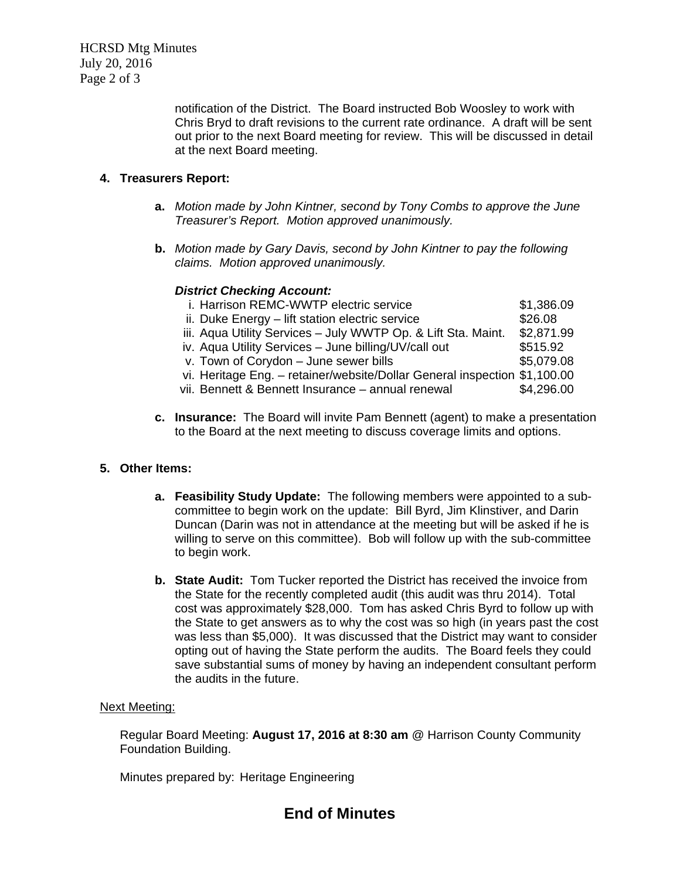notification of the District. The Board instructed Bob Woosley to work with Chris Bryd to draft revisions to the current rate ordinance. A draft will be sent out prior to the next Board meeting for review. This will be discussed in detail at the next Board meeting.

**4. Treasurers Report:**

**a.** *Motion made by John Kintner, second by Tony Combs to approve the June Treasurer's Report. Motion approved unanimously.*

**b.** *Motion made by Gary Davis, second by John Kintner to pay the following claims. Motion approved unanimously.*

***District Checking Account:***

| | |
|---|---|
| i. Harrison REMC-WWTP electric service | $1,386.09 |
| ii. Duke Energy – lift station electric service | $26.08 |
| iii. Aqua Utility Services – July WWTP Op. & Lift Sta. Maint. | $2,871.99 |
| iv. Aqua Utility Services – June billing/UV/call out | $515.92 |
| v. Town of Corydon – June sewer bills | $5,079.08 |
| vi. Heritage Eng. – retainer/website/Dollar General inspection | $1,100.00 |
| vii. Bennett & Bennett Insurance – annual renewal | $4,296.00 |

**c. Insurance:** The Board will invite Pam Bennett (agent) to make a presentation to the Board at the next meeting to discuss coverage limits and options.

**5. Other Items:**

**a. Feasibility Study Update:** The following members were appointed to a sub-committee to begin work on the update: Bill Byrd, Jim Klinstiver, and Darin Duncan (Darin was not in attendance at the meeting but will be asked if he is willing to serve on this committee). Bob will follow up with the sub-committee to begin work.

**b. State Audit:** Tom Tucker reported the District has received the invoice from the State for the recently completed audit (this audit was thru 2014). Total cost was approximately $28,000. Tom has asked Chris Byrd to follow up with the State to get answers as to why the cost was so high (in years past the cost was less than $5,000). It was discussed that the District may want to consider opting out of having the State perform the audits. The Board feels they could save substantial sums of money by having an independent consultant perform the audits in the future.

Next Meeting:

Regular Board Meeting: **August 17, 2016 at 8:30 am** @ Harrison County Community Foundation Building.

Minutes prepared by: Heritage Engineering

## End of Minutes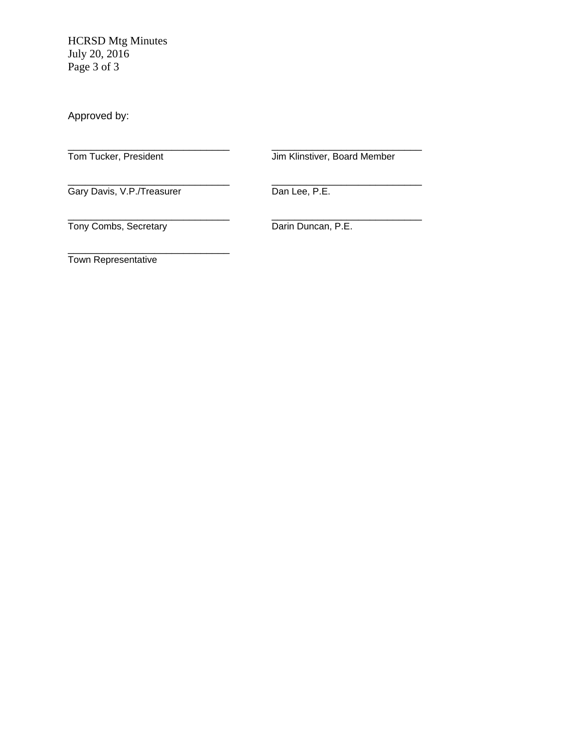Approved by:

| | |
|---|---|
| ______________________________ | ______________________________ |
| Tom Tucker, President | Jim Klinstiver, Board Member |
| ______________________________ | ______________________________ |
| Gary Davis, V.P./Treasurer | Dan Lee, P.E. |
| ______________________________ | ______________________________ |
| Tony Combs, Secretary | Darin Duncan, P.E. |
| ______________________________ | |
| Town Representative | |